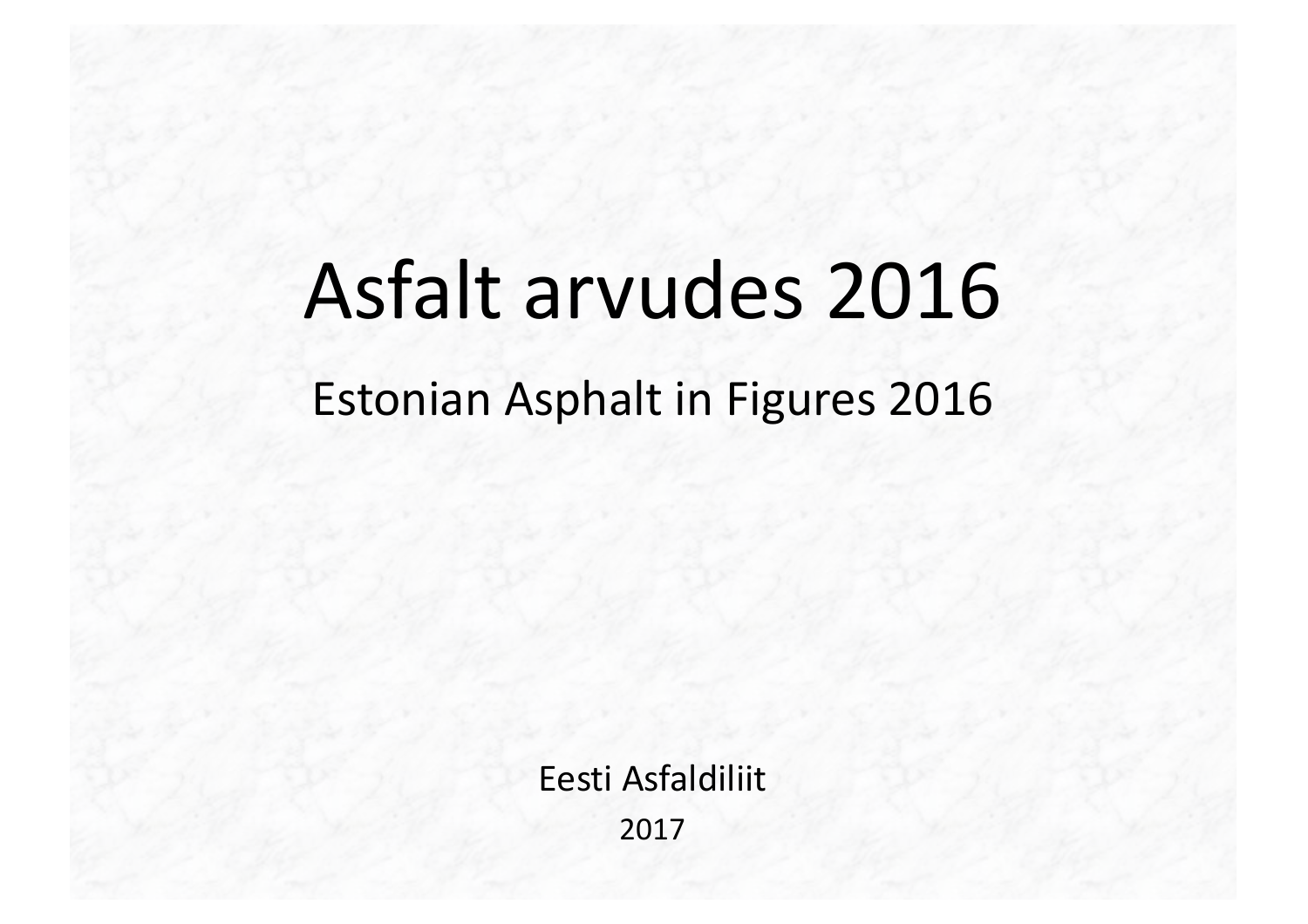# Asfalt arvudes 2016

## Estonian Asphalt in Figures 2016

Eesti Asfaldiliit

2017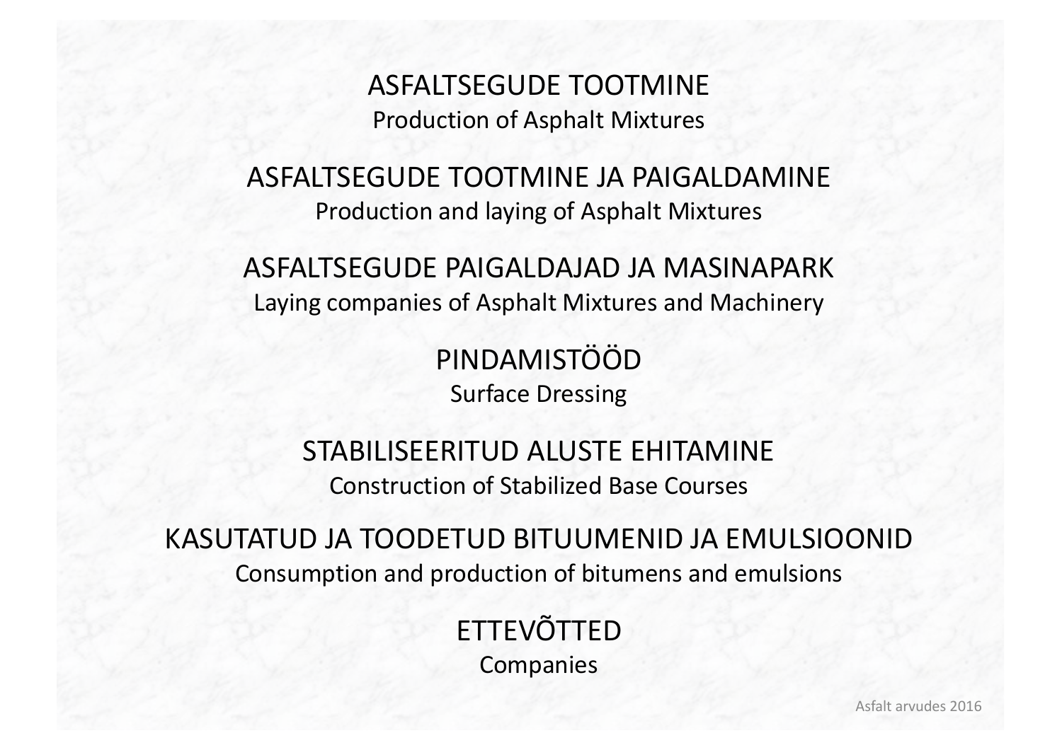ASFALTSEGUDE TOOTMINE
Production of Asphalt Mixtures

ASFALTSEGUDE TOOTMINE JA PAIGALDAMINE
Production and laying of Asphalt Mixtures

ASFALTSEGUDE PAIGALDAJAD JA MASINAPARK
Laying companies of Asphalt Mixtures and Machinery

PINDAMISTÖÖD
Surface Dressing

STABILISEERITUD ALUSTE EHITAMINE
Construction of Stabilized Base Courses

KASUTATUD JA TOODETUD BITUUMENID JA EMULSIOONID
Consumption and production of bitumens and emulsions

ETTEVÕTTED
Companies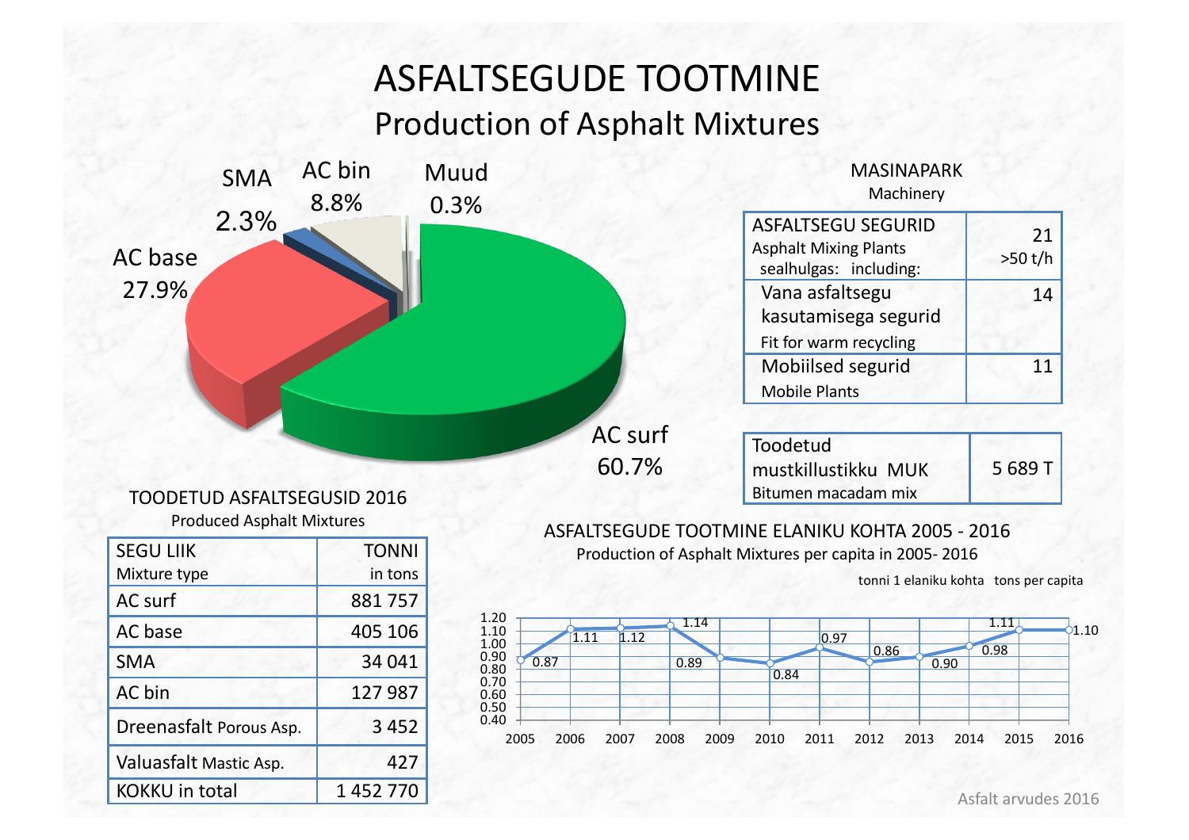# ASFALTSEGUDE TOOTMINE
## Production of Asphalt Mixtures

AC surf 60.7%
AC base 27.9%
SMA 2.3%
AC bin 8.8%
Muud 0.3%

### MASINAPARK
Machinery

| ASFALTSEGU SEGURID Asphalt Mixing Plants sealhulgas: including: | 21 >50 t/h |
|---|---|
| Vana asfaltsegu kasutamisega segurid Fit for warm recycling | 14 |
| Mobiilsed segurid Mobile Plants | 11 |

| Toodetud mustkillustikku MUK Bitumen macadam mix | 5 689 T |
|---|---|

### TOODETUD ASFALTSEGUSID 2016
Produced Asphalt Mixtures

| SEGU LIIK Mixture type | TONNI in tons |
|---|---|
| AC surf | 881 757 |
| AC base | 405 106 |
| SMA | 34 041 |
| AC bin | 127 987 |
| Dreenasfalt Porous Asp. | 3 452 |
| Valuasfalt Mastic Asp. | 427 |
| KOKKU in total | 1 452 770 |

### ASFALTSEGUDE TOOTMINE ELANIKU KOHTA 2005 - 2016
Production of Asphalt Mixtures per capita in 2005- 2016

tonni 1 elaniku kohta tons per capita

| Year | 2005 | 2006 | 2007 | 2008 | 2009 | 2010 | 2011 | 2012 | 2013 | 2014 | 2015 | 2016 |
|---|---|---|---|---|---|---|---|---|---|---|---|---|
| tons per capita | 0.87 | 1.11 | 1.12 | 1.14 | 0.89 | 0.84 | 0.97 | 0.86 | 0.90 | 0.98 | 1.11 | 1.10 |

Asfalt arvudes 2016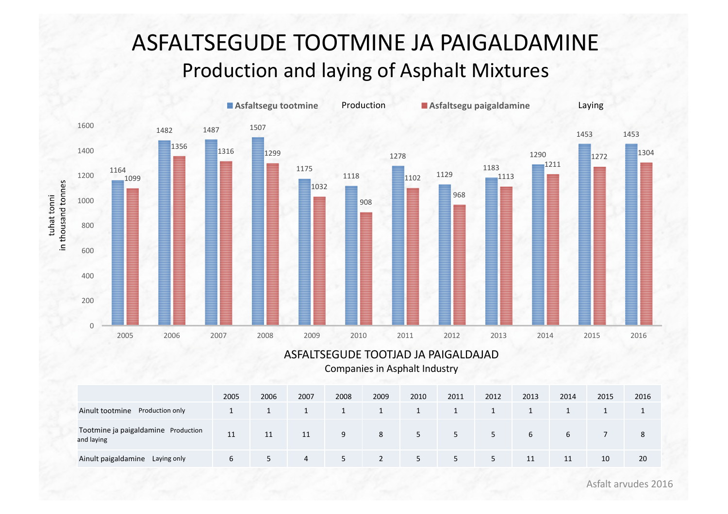# ASFALTSEGUDE TOOTMINE JA PAIGALDAMINE

## Production and laying of Asphalt Mixtures

Asfaltsegu tootmine — Production; Asfaltsegu paigaldamine — Laying

tuhat tonni / in thousand tonnes

| | 2005 | 2006 | 2007 | 2008 | 2009 | 2010 | 2011 | 2012 | 2013 | 2014 | 2015 | 2016 |
|---|---|---|---|---|---|---|---|---|---|---|---|---|
| Asfaltsegu tootmine (Production) | 1164 | 1482 | 1487 | 1507 | 1175 | 1118 | 1278 | 1129 | 1183 | 1290 | 1453 | 1453 |
| Asfaltsegu paigaldamine (Laying) | 1099 | 1356 | 1316 | 1299 | 1032 | 908 | 1102 | 968 | 1113 | 1211 | 1272 | 1304 |

## ASFALTSEGUDE TOOTJAD JA PAIGALDAJAD

Companies in Asphalt Industry

| | 2005 | 2006 | 2007 | 2008 | 2009 | 2010 | 2011 | 2012 | 2013 | 2014 | 2015 | 2016 |
|---|---|---|---|---|---|---|---|---|---|---|---|---|
| Ainult tootmine Production only | 1 | 1 | 1 | 1 | 1 | 1 | 1 | 1 | 1 | 1 | 1 | 1 |
| Tootmine ja paigaldamine Production and laying | 11 | 11 | 11 | 9 | 8 | 5 | 5 | 5 | 6 | 6 | 7 | 8 |
| Ainult paigaldamine Laying only | 6 | 5 | 4 | 5 | 2 | 5 | 5 | 5 | 11 | 11 | 10 | 20 |

Asfalt arvudes 2016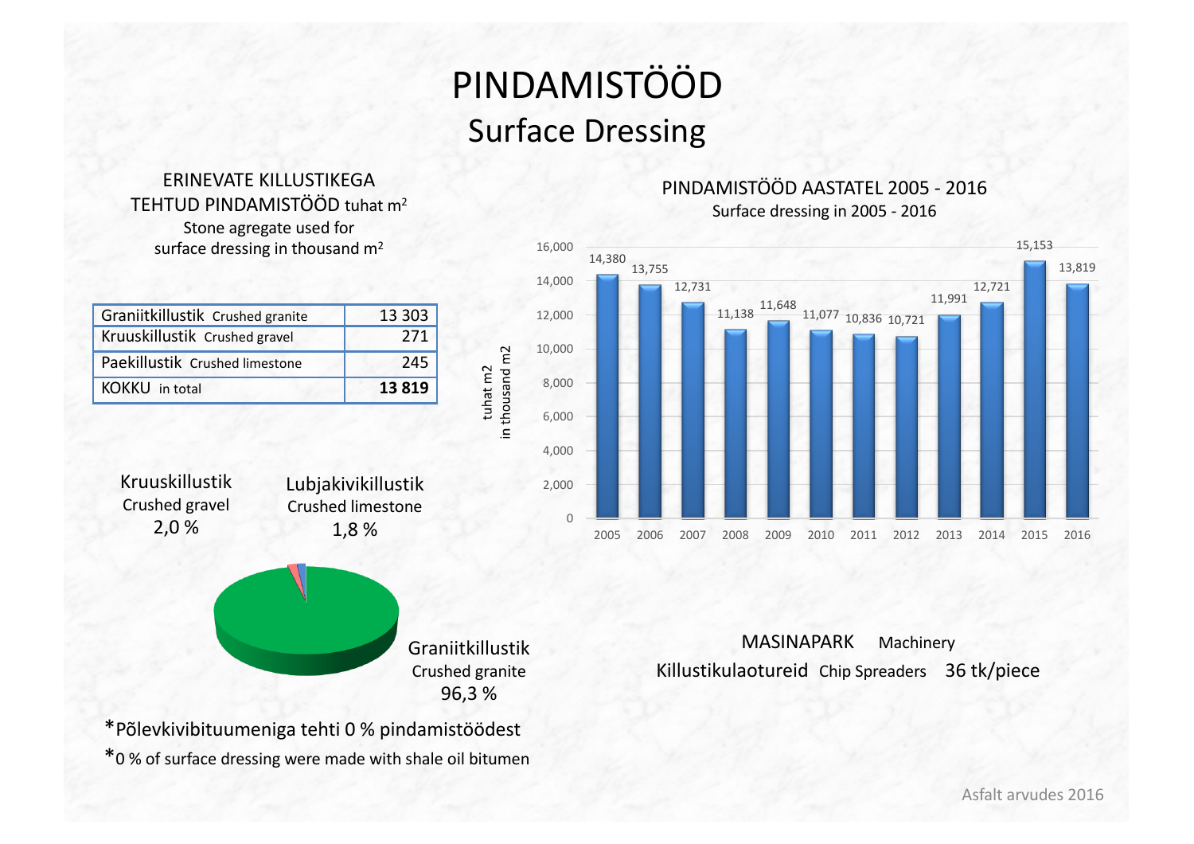# PINDAMISTÖÖD

## Surface Dressing

### ERINEVATE KILLUSTIKEGA TEHTUD PINDAMISTÖÖD tuhat m²

Stone agregate used for surface dressing in thousand m²

| Graniitkillustik Crushed granite | 13 303 |
|---|---|
| Kruuskillustik Crushed gravel | 271 |
| Paekillustik Crushed limestone | 245 |
| KOKKU in total | **13 819** |

Kruuskillustik Crushed gravel 2,0 %

Lubjakivikillustik Crushed limestone 1,8 %

Graniitkillustik Crushed granite 96,3 %

*Põlevkivibituumeniga tehti 0 % pindamistöödest

*0 % of surface dressing were made with shale oil bitumen

### PINDAMISTÖÖD AASTATEL 2005 - 2016

Surface dressing in 2005 - 2016

tuhat m2 / in thousand m2

| Year | 2005 | 2006 | 2007 | 2008 | 2009 | 2010 | 2011 | 2012 | 2013 | 2014 | 2015 | 2016 |
|---|---|---|---|---|---|---|---|---|---|---|---|---|
| tuhat m2 | 14,380 | 13,755 | 12,731 | 11,138 | 11,648 | 11,077 | 10,836 | 10,721 | 11,991 | 12,721 | 15,153 | 13,819 |

### MASINAPARK Machinery

Killustikulaotureid Chip Spreaders 36 tk/piece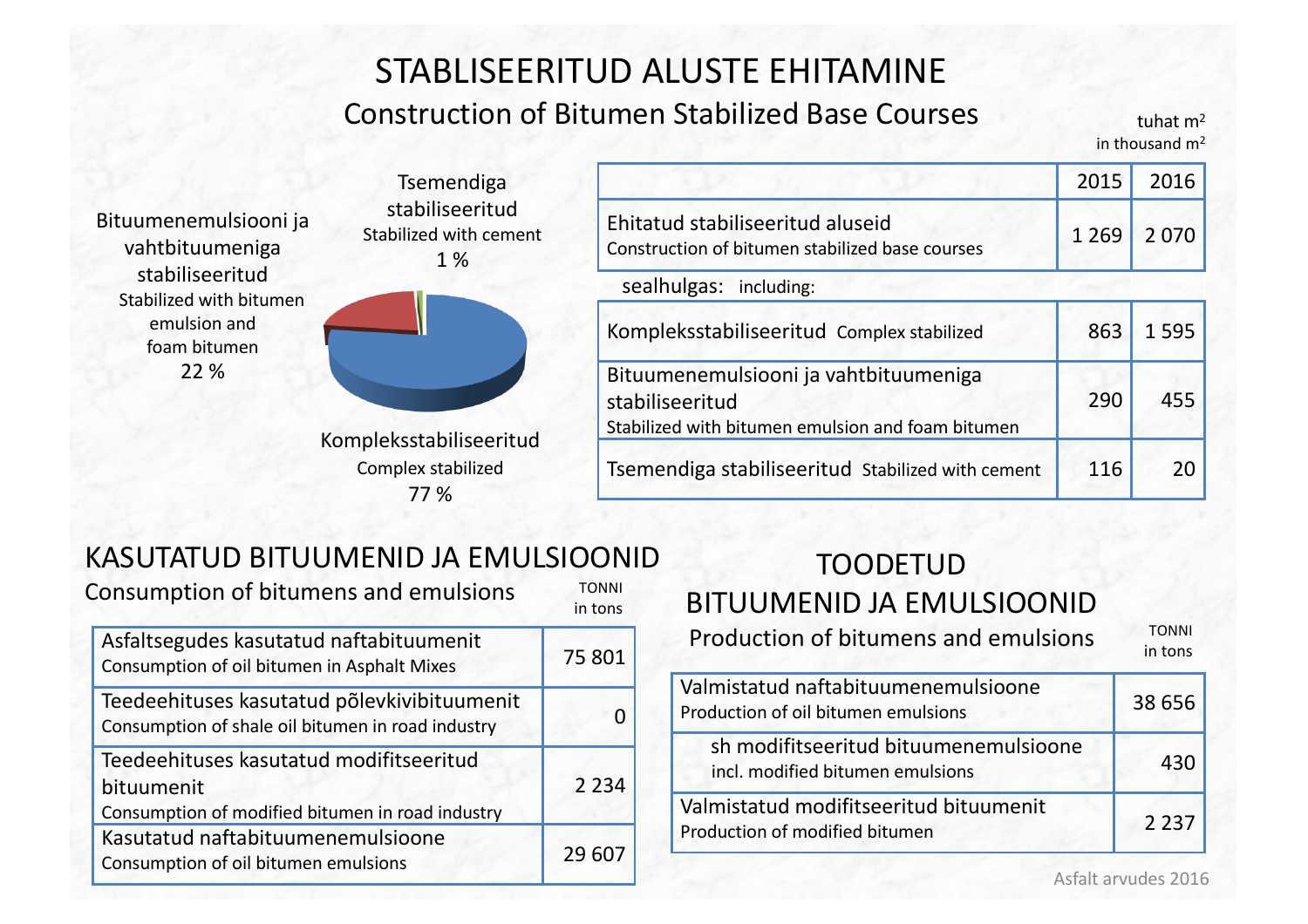# STABLISEERITUD ALUSTE EHITAMINE

## Construction of Bitumen Stabilized Base Courses

Bituumenemulsiooni ja vahtbituumeniga stabiliseeritud
Stabilized with bitumen emulsion and foam bitumen
22 %

Tsemendiga stabiliseeritud
Stabilized with cement
1 %

Komplekstabiliseeritud
Complex stabilized
77 %

tuhat m²
in thousand m²

| | 2015 | 2016 |
|---|---|---|
| Ehitatud stabiliseeritud aluseid<br>Construction of bitumen stabilized base courses | 1 269 | 2 070 |
| sealhulgas: including: | | |
| Kompleksstabiliseeritud Complex stabilized | 863 | 1 595 |
| Bituumenemulsiooni ja vahtbituumeniga stabiliseeritud<br>Stabilized with bitumen emulsion and foam bitumen | 290 | 455 |
| Tsemendiga stabiliseeritud Stabilized with cement | 116 | 20 |

## KASUTATUD BITUUMENID JA EMULSIOONID

### Consumption of bitumens and emulsions

TONNI
in tons

| | |
|---|---|
| Asfaltsegudes kasutatud naftabituumenit<br>Consumption of oil bitumen in Asphalt Mixes | 75 801 |
| Teedeehituses kasutatud põlevkivibituumenit<br>Consumption of shale oil bitumen in road industry | 0 |
| Teedeehituses kasutatud modifitseeritud bituumenit<br>Consumption of modified bitumen in road industry | 2 234 |
| Kasutatud naftabituumenemulsioone<br>Consumption of oil bitumen emulsions | 29 607 |

## TOODETUD BITUUMENID JA EMULSIOONID

### Production of bitumens and emulsions

TONNI
in tons

| | |
|---|---|
| Valmistatud naftabituumenemulsioone<br>Production of oil bitumen emulsions | 38 656 |
| sh modifitseeritud bituumenemulsioone<br>incl. modified bitumen emulsions | 430 |
| Valmistatud modifitseeritud bituumenit<br>Production of modified bitumen | 2 237 |

Asfalt arvudes 2016